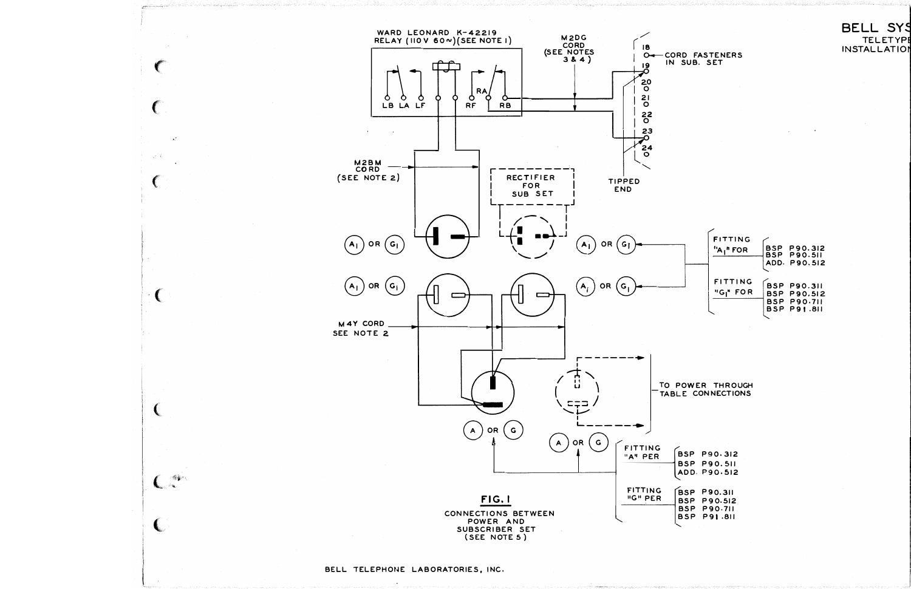BELL SYS
TELETYPE
INSTALLATION

WARD LEONARD K-42219
RELAY (110 V 60~) (SEE NOTE 1)

LB LA LF RF RA RB

M2DG
CORD
(SEE NOTES
3 & 4)

18
CORD FASTENERS
IN SUB. SET
19
20
21
22
23
24

TIPPED
END

M2BM
CORD
(SEE NOTE 2)

RECTIFIER
FOR
SUB SET

$A_1$ OR $G_1$

$A_1$ OR $G_1$

$A_1$ OR $G_1$

$A_1$ OR $G_1$

FITTING "$A_1$" FOR: BSP P90.312, BSP P90.511, ADD. P90.512

FITTING "$G_1$" FOR: BSP P90.311, BSP P90.512, BSP P90.711, BSP P91.811

M4Y CORD
SEE NOTE 2

TO POWER THROUGH
TABLE CONNECTIONS

A OR G

A OR G

FITTING "A" PER: BSP P90.312, BSP P90.511, ADD. P90.512

FITTING "G" PER: BSP P90.311, BSP P90.512, BSP P90.711, BSP P91.811

**FIG. 1**

CONNECTIONS BETWEEN
POWER AND
SUBSCRIBER SET
(SEE NOTE 5)

BELL TELEPHONE LABORATORIES, INC.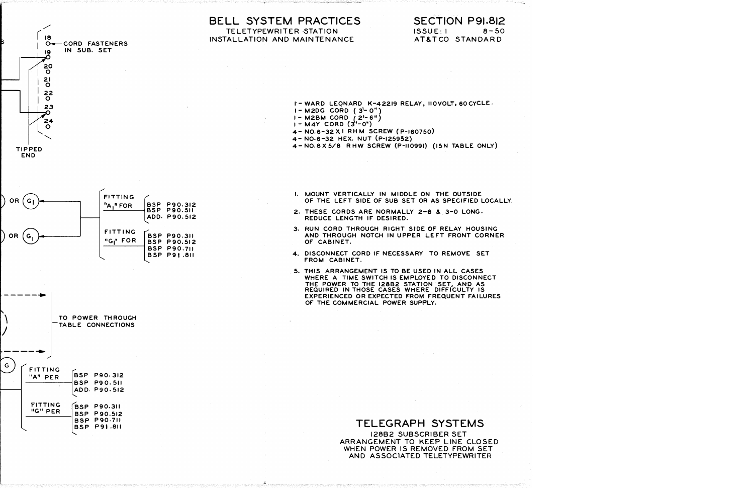# BELL SYSTEM PRACTICES

TELETYPEWRITER STATION
INSTALLATION AND MAINTENANCE

SECTION P91.812
ISSUE: I 8-50
AT&TCO STANDARD

18
CORD FASTENERS IN SUB. SET
19
20
21
22
23
24

TIPPED END

OR $G_1$

OR $G_1$

FITTING "$A_1$" FOR
BSP P90.312
BSP P90.511
ADD. P90.512

FITTING "$G_1$" FOR
BSP P90.311
BSP P90.512
BSP P90.711
BSP P91.811

TO POWER THROUGH TABLE CONNECTIONS

G

FITTING "A" PER
BSP P90.312
BSP P90.511
ADD. P90.512

FITTING "G" PER
BSP P90.311
BSP P90.512
BSP P90.711
BSP P91.811

1 - WARD LEONARD K-42219 RELAY, 110VOLT, 60 CYCLE.
1 - M2DG CORD (3'-0")
1 - M2BM CORD (2'-6")
1 - M4Y CORD (3'-0")
4 - NO. 6-32 X 1 RHM SCREW (P-160750)
4 - NO. 6-32 HEX. NUT (P-125952)
4 - NO. 8 X 5/8 RHW SCREW (P-110991) (15N TABLE ONLY)

1. MOUNT VERTICALLY IN MIDDLE ON THE OUTSIDE OF THE LEFT SIDE OF SUB SET OR AS SPECIFIED LOCALLY.
2. THESE CORDS ARE NORMALLY 2-6 & 3-0 LONG. REDUCE LENGTH IF DESIRED.
3. RUN CORD THROUGH RIGHT SIDE OF RELAY HOUSING AND THROUGH NOTCH IN UPPER LEFT FRONT CORNER OF CABINET.
4. DISCONNECT CORD IF NECESSARY TO REMOVE SET FROM CABINET.
5. THIS ARRANGEMENT IS TO BE USED IN ALL CASES WHERE A TIME SWITCH IS EMPLOYED TO DISCONNECT THE POWER TO THE 128B2 STATION SET, AND AS REQUIRED IN THOSE CASES WHERE DIFFICULTY IS EXPERIENCED OR EXPECTED FROM FREQUENT FAILURES OF THE COMMERCIAL POWER SUPPLY.

## TELEGRAPH SYSTEMS

128B2 SUBSCRIBER SET
ARRANGEMENT TO KEEP LINE CLOSED WHEN POWER IS REMOVED FROM SET AND ASSOCIATED TELETYPEWRITER